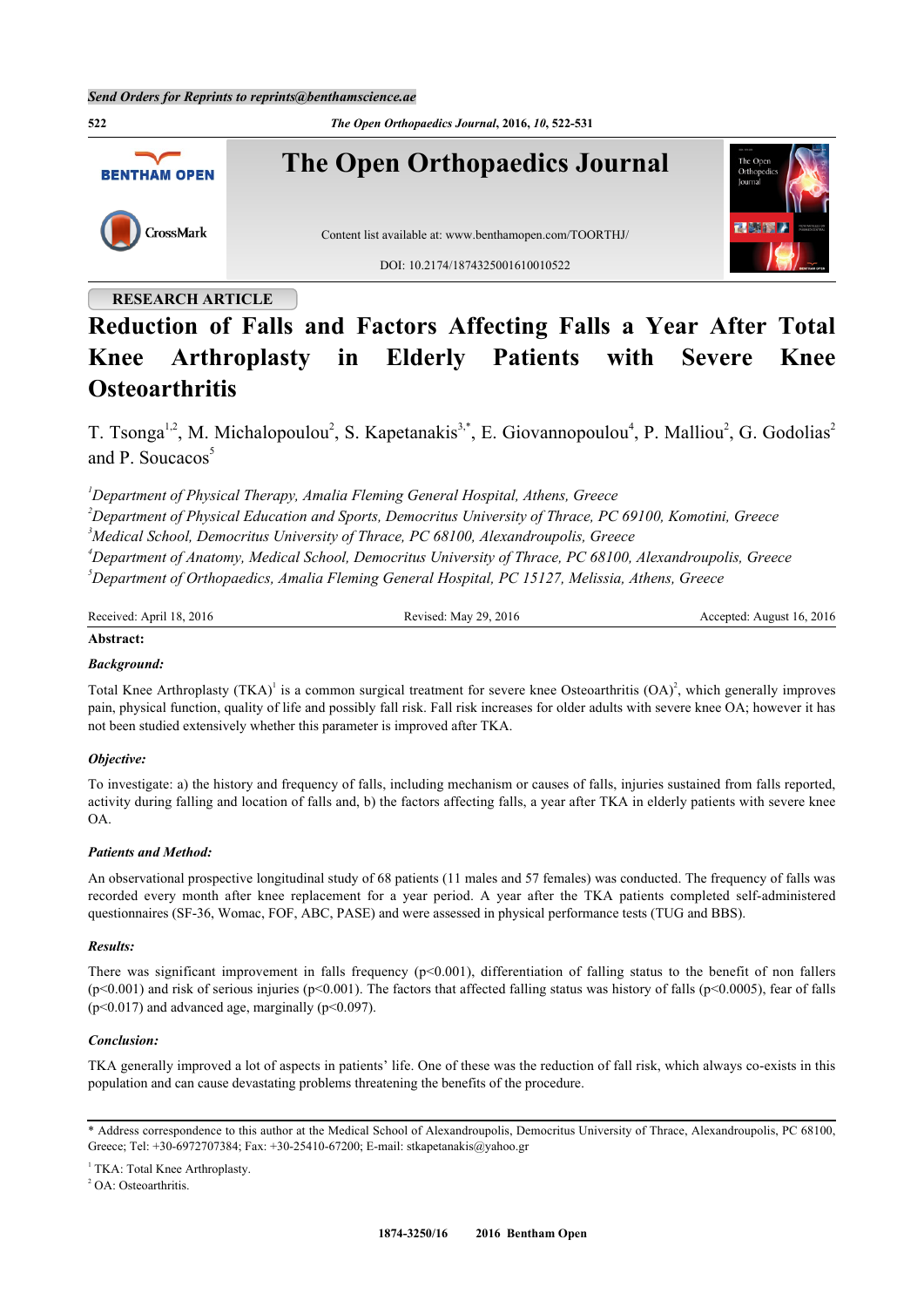RESEARCH ARTICLE

# Reduction of Falls and Factors Affecting Falls a Year After Total Knee Arthroplasty in Elderly Patients with Severe Knee Osteoarthritis

T. Tsonga[1,2], M. Michalopoulou[2], S. Kapetanakis[3,*], E. Giovannopoulou[4], P. Malliou[2], G. Godolias[2] and P. Soucacos[5]

[1]*Department of Physical Therapy, Amalia Fleming General Hospital, Athens, Greece*
[2]*Department of Physical Education and Sports, Democritus University of Thrace, PC 69100, Komotini, Greece*
[3]*Medical School, Democritus University of Thrace, PC 68100, Alexandroupolis, Greece*
[4]*Department of Anatomy, Medical School, Democritus University of Thrace, PC 68100, Alexandroupolis, Greece*
[5]*Department of Orthopaedics, Amalia Fleming General Hospital, PC 15127, Melissia, Athens, Greece*

Received: April 18, 2016 | Revised: May 29, 2016 | Accepted: August 16, 2016

**Abstract:**

***Background:***

Total Knee Arthroplasty (TKA)[1] is a common surgical treatment for severe knee Osteoarthritis (OA)[2], which generally improves pain, physical function, quality of life and possibly fall risk. Fall risk increases for older adults with severe knee OA; however it has not been studied extensively whether this parameter is improved after TKA.

***Objective:***

To investigate: a) the history and frequency of falls, including mechanism or causes of falls, injuries sustained from falls reported, activity during falling and location of falls and, b) the factors affecting falls, a year after TKA in elderly patients with severe knee OA.

***Patients and Method:***

An observational prospective longitudinal study of 68 patients (11 males and 57 females) was conducted. The frequency of falls was recorded every month after knee replacement for a year period. A year after the TKA patients completed self-administered questionnaires (SF-36, Womac, FOF, ABC, PASE) and were assessed in physical performance tests (TUG and BBS).

***Results:***

There was significant improvement in falls frequency ($p<0.001$), differentiation of falling status to the benefit of non fallers ($p<0.001$) and risk of serious injuries ($p<0.001$). The factors that affected falling status was history of falls ($p<0.0005$), fear of falls ($p<0.017$) and advanced age, marginally ($p<0.097$).

***Conclusion:***

TKA generally improved a lot of aspects in patients' life. One of these was the reduction of fall risk, which always co-exists in this population and can cause devastating problems threatening the benefits of the procedure.

---

\* Address correspondence to this author at the Medical School of Alexandroupolis, Democritus University of Thrace, Alexandroupolis, PC 68100, Greece; Tel: +30-6972707384; Fax: +30-25410-67200; E-mail: stkapetanakis@yahoo.gr

[1] TKA: Total Knee Arthroplasty.
[2] OA: Osteoarthritis.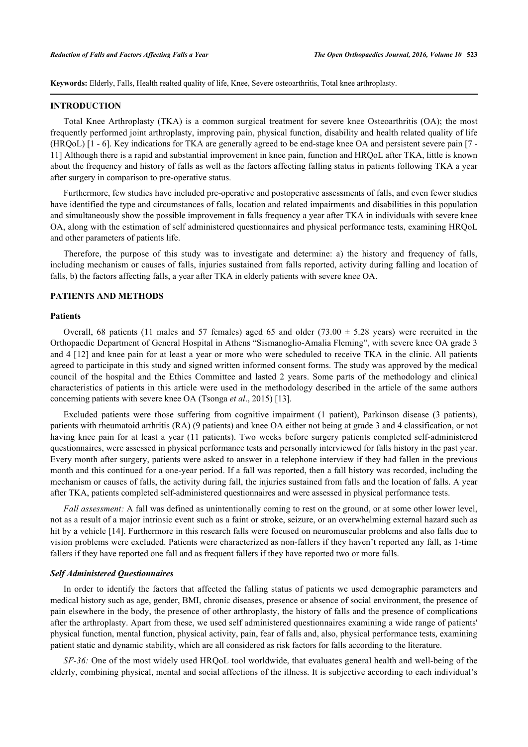**Keywords:** Elderly, Falls, Health realted quality of life, Knee, Severe osteoarthritis, Total knee arthroplasty.

## INTRODUCTION

Total Knee Arthroplasty (TKA) is a common surgical treatment for severe knee Osteoarthritis (OA); the most frequently performed joint arthroplasty, improving pain, physical function, disability and health related quality of life (HRQoL) [1 - 6]. Key indications for TKA are generally agreed to be end-stage knee OA and persistent severe pain [7 - 11] Although there is a rapid and substantial improvement in knee pain, function and HRQoL after TKA, little is known about the frequency and history of falls as well as the factors affecting falling status in patients following TKA a year after surgery in comparison to pre-operative status.

Furthermore, few studies have included pre-operative and postoperative assessments of falls, and even fewer studies have identified the type and circumstances of falls, location and related impairments and disabilities in this population and simultaneously show the possible improvement in falls frequency a year after TKA in individuals with severe knee OA, along with the estimation of self administered questionnaires and physical performance tests, examining HRQoL and other parameters of patients life.

Therefore, the purpose of this study was to investigate and determine: a) the history and frequency of falls, including mechanism or causes of falls, injuries sustained from falls reported, activity during falling and location of falls, b) the factors affecting falls, a year after TKA in elderly patients with severe knee OA.

## PATIENTS AND METHODS

### Patients

Overall, 68 patients (11 males and 57 females) aged 65 and older ($73.00 \pm 5.28$ years) were recruited in the Orthopaedic Department of General Hospital in Athens "Sismanoglio-Amalia Fleming", with severe knee OA grade 3 and 4 [12] and knee pain for at least a year or more who were scheduled to receive TKA in the clinic. All patients agreed to participate in this study and signed written informed consent forms. The study was approved by the medical council of the hospital and the Ethics Committee and lasted 2 years. Some parts of the methodology and clinical characteristics of patients in this article were used in the methodology described in the article of the same authors concerning patients with severe knee OA (Tsonga *et al*., 2015) [13].

Excluded patients were those suffering from cognitive impairment (1 patient), Parkinson disease (3 patients), patients with rheumatoid arthritis (RA) (9 patients) and knee OA either not being at grade 3 and 4 classification, or not having knee pain for at least a year (11 patients). Two weeks before surgery patients completed self-administered questionnaires, were assessed in physical performance tests and personally interviewed for falls history in the past year. Every month after surgery, patients were asked to answer in a telephone interview if they had fallen in the previous month and this continued for a one-year period. If a fall was reported, then a fall history was recorded, including the mechanism or causes of falls, the activity during fall, the injuries sustained from falls and the location of falls. A year after TKA, patients completed self-administered questionnaires and were assessed in physical performance tests.

*Fall assessment:* A fall was defined as unintentionally coming to rest on the ground, or at some other lower level, not as a result of a major intrinsic event such as a faint or stroke, seizure, or an overwhelming external hazard such as hit by a vehicle [14]. Furthermore in this research falls were focused on neuromuscular problems and also falls due to vision problems were excluded. Patients were characterized as non-fallers if they haven't reported any fall, as 1-time fallers if they have reported one fall and as frequent fallers if they have reported two or more falls.

### *Self Administered Questionnaires*

In order to identify the factors that affected the falling status of patients we used demographic parameters and medical history such as age, gender, BMI, chronic diseases, presence or absence of social environment, the presence of pain elsewhere in the body, the presence of other arthroplasty, the history of falls and the presence of complications after the arthroplasty. Apart from these, we used self administered questionnaires examining a wide range of patients' physical function, mental function, physical activity, pain, fear of falls and, also, physical performance tests, examining patient static and dynamic stability, which are all considered as risk factors for falls according to the literature.

*SF-36:* One of the most widely used HRQoL tool worldwide, that evaluates general health and well-being of the elderly, combining physical, mental and social affections of the illness. It is subjective according to each individual's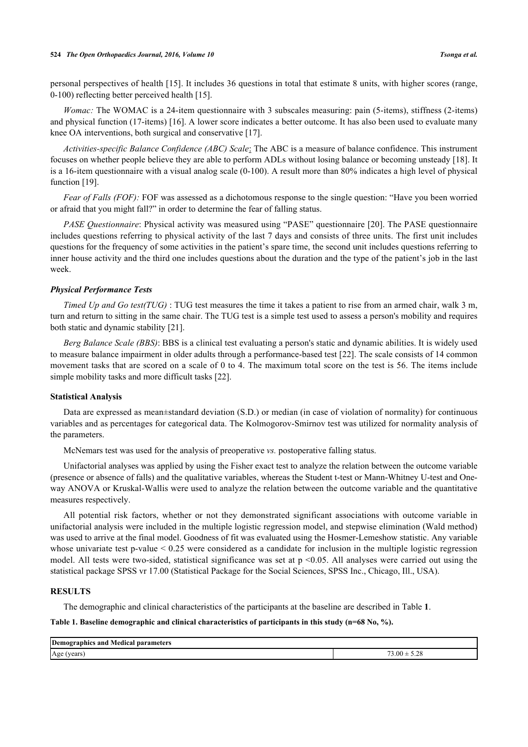personal perspectives of health [15]. It includes 36 questions in total that estimate 8 units, with higher scores (range, 0-100) reflecting better perceived health [15].

*Womac:* The WOMAC is a 24-item questionnaire with 3 subscales measuring: pain (5-items), stiffness (2-items) and physical function (17-items) [16]. A lower score indicates a better outcome. It has also been used to evaluate many knee OA interventions, both surgical and conservative [17].

*Activities-specific Balance Confidence (ABC) Scale*: The ABC is a measure of balance confidence. This instrument focuses on whether people believe they are able to perform ADLs without losing balance or becoming unsteady [18]. It is a 16-item questionnaire with a visual analog scale (0-100). A result more than 80% indicates a high level of physical function [19].

*Fear of Falls (FOF):* FOF was assessed as a dichotomous response to the single question: "Have you been worried or afraid that you might fall?" in order to determine the fear of falling status.

*PASE Questionnaire*: Physical activity was measured using "PASE" questionnaire [20]. The PASE questionnaire includes questions referring to physical activity of the last 7 days and consists of three units. The first unit includes questions for the frequency of some activities in the patient's spare time, the second unit includes questions referring to inner house activity and the third one includes questions about the duration and the type of the patient's job in the last week.

### *Physical Performance Tests*

*Timed Up and Go test(TUG)* : TUG test measures the time it takes a patient to rise from an armed chair, walk 3 m, turn and return to sitting in the same chair. The TUG test is a simple test used to assess a person's mobility and requires both static and dynamic stability [21].

*Berg Balance Scale (BBS)*: BBS is a clinical test evaluating a person's static and dynamic abilities. It is widely used to measure balance impairment in older adults through a performance-based test [22]. The scale consists of 14 common movement tasks that are scored on a scale of 0 to 4. The maximum total score on the test is 56. The items include simple mobility tasks and more difficult tasks [22].

### Statistical Analysis

Data are expressed as mean±standard deviation (S.D.) or median (in case of violation of normality) for continuous variables and as percentages for categorical data. The Kolmogorov-Smirnov test was utilized for normality analysis of the parameters.

McNemars test was used for the analysis of preoperative *vs.* postoperative falling status.

Unifactorial analyses was applied by using the Fisher exact test to analyze the relation between the outcome variable (presence or absence of falls) and the qualitative variables, whereas the Student t-test or Mann-Whitney U-test and One-way ANOVA or Kruskal-Wallis were used to analyze the relation between the outcome variable and the quantitative measures respectively.

All potential risk factors, whether or not they demonstrated significant associations with outcome variable in unifactorial analysis were included in the multiple logistic regression model, and stepwise elimination (Wald method) was used to arrive at the final model. Goodness of fit was evaluated using the Hosmer-Lemeshow statistic. Any variable whose univariate test p-value $< 0.25$ were considered as a candidate for inclusion in the multiple logistic regression model. All tests were two-sided, statistical significance was set at $p < 0.05$. All analyses were carried out using the statistical package SPSS vr 17.00 (Statistical Package for the Social Sciences, SPSS Inc., Chicago, Ill., USA).

## RESULTS

The demographic and clinical characteristics of the participants at the baseline are described in Table **1**.

**Table 1. Baseline demographic and clinical characteristics of participants in this study (n=68 No, %).**

| Demographics and Medical parameters | |
|---|---|
| Age (years) | 73.00 ± 5.28 |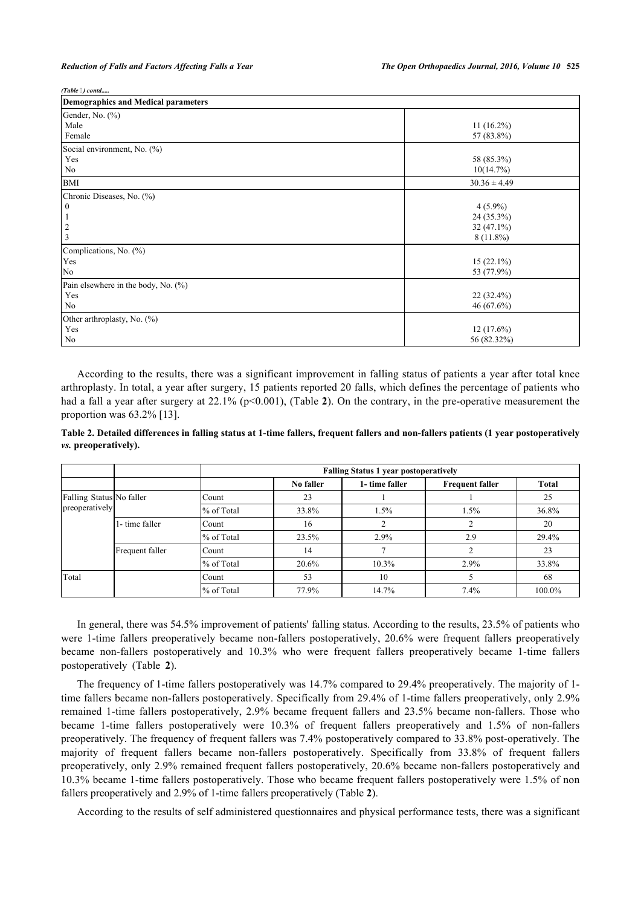*(Table 1) contd.....*

| Demographics and Medical parameters | |
|---|---|
| Gender, No. (%) | |
| Male | 11 (16.2%) |
| Female | 57 (83.8%) |
| Social environment, No. (%) | |
| Yes | 58 (85.3%) |
| No | 10(14.7%) |
| BMI | 30.36 ± 4.49 |
| Chronic Diseases, No. (%) | |
| 0 | 4 (5.9%) |
| 1 | 24 (35.3%) |
| 2 | 32 (47.1%) |
| 3 | 8 (11.8%) |
| Complications, No. (%) | |
| Yes | 15 (22.1%) |
| No | 53 (77.9%) |
| Pain elsewhere in the body, No. (%) | |
| Yes | 22 (32.4%) |
| No | 46 (67.6%) |
| Other arthroplasty, No. (%) | |
| Yes | 12 (17.6%) |
| No | 56 (82.32%) |

According to the results, there was a significant improvement in falling status of patients a year after total knee arthroplasty. In total, a year after surgery, 15 patients reported 20 falls, which defines the percentage of patients who had a fall a year after surgery at 22.1% ($p<0.001$), (Table **2**). On the contrary, in the pre-operative measurement the proportion was 63.2% [13].

**Table 2. Detailed differences in falling status at 1-time fallers, frequent fallers and non-fallers patients (1 year postoperatively *vs.* preoperatively).**

| | | | Falling Status 1 year postoperatively | | | |
|---|---|---|---|---|---|---|
| | | | No faller | 1- time faller | Frequent faller | Total |
| Falling Status preoperatively | No faller | Count | 23 | 1 | 1 | 25 |
| | | % of Total | 33.8% | 1.5% | 1.5% | 36.8% |
| | 1- time faller | Count | 16 | 2 | 2 | 20 |
| | | % of Total | 23.5% | 2.9% | 2.9 | 29.4% |
| | Frequent faller | Count | 14 | 7 | 2 | 23 |
| | | % of Total | 20.6% | 10.3% | 2.9% | 33.8% |
| Total | | Count | 53 | 10 | 5 | 68 |
| | | % of Total | 77.9% | 14.7% | 7.4% | 100.0% |

In general, there was 54.5% improvement of patients' falling status. According to the results, 23.5% of patients who were 1-time fallers preoperatively became non-fallers postoperatively, 20.6% were frequent fallers preoperatively became non-fallers postoperatively and 10.3% who were frequent fallers preoperatively became 1-time fallers postoperatively (Table **2**).

The frequency of 1-time fallers postoperatively was 14.7% compared to 29.4% preoperatively. The majority of 1-time fallers became non-fallers postoperatively. Specifically from 29.4% of 1-time fallers preoperatively, only 2.9% remained 1-time fallers postoperatively, 2.9% became frequent fallers and 23.5% became non-fallers. Those who became 1-time fallers postoperatively were 10.3% of frequent fallers preoperatively and 1.5% of non-fallers preoperatively. The frequency of frequent fallers was 7.4% postoperatively compared to 33.8% post-operatively. The majority of frequent fallers became non-fallers postoperatively. Specifically from 33.8% of frequent fallers preoperatively, only 2.9% remained frequent fallers postoperatively, 20.6% became non-fallers postoperatively and 10.3% became 1-time fallers postoperatively. Those who became frequent fallers postoperatively were 1.5% of non fallers preoperatively and 2.9% of 1-time fallers preoperatively (Table **2**).

According to the results of self administered questionnaires and physical performance tests, there was a significant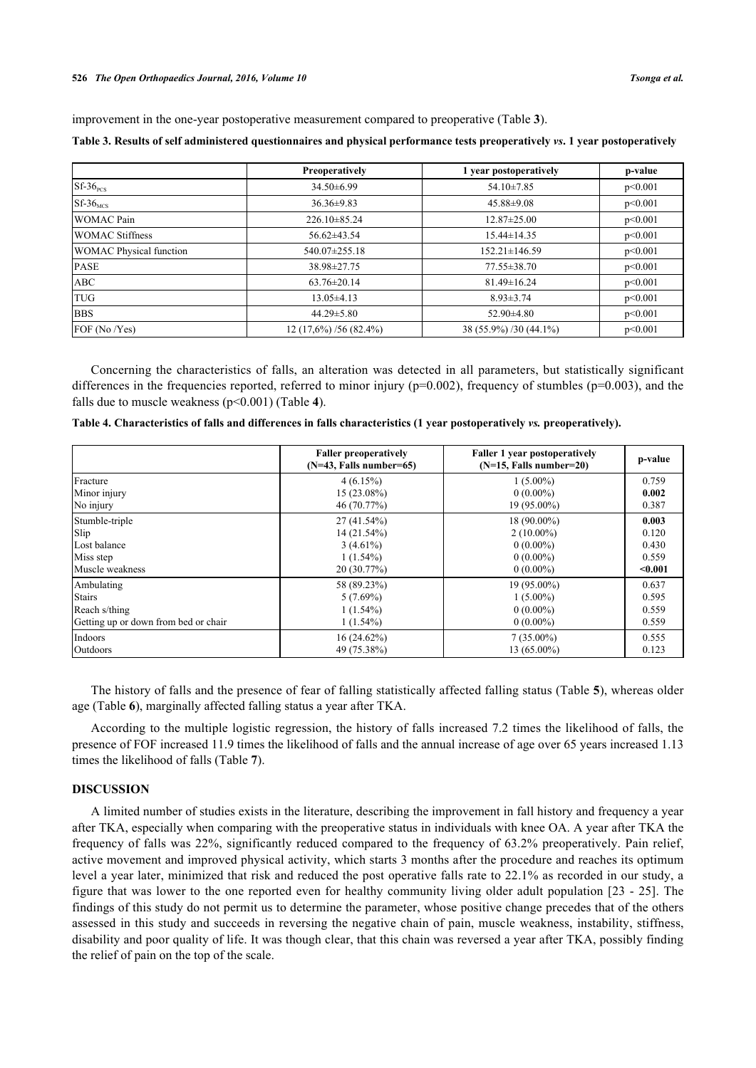improvement in the one-year postoperative measurement compared to preoperative (Table **3**).

**Table 3. Results of self administered questionnaires and physical performance tests preoperatively *vs*. 1 year postoperatively**

| | Preoperatively | 1 year postoperatively | p-value |
|---|---|---|---|
| $Sf\text{-}36_{PCS}$ | 34.50±6.99 | 54.10±7.85 | p<0.001 |
| $Sf\text{-}36_{MCS}$ | 36.36±9.83 | 45.88±9.08 | p<0.001 |
| WOMAC Pain | 226.10±85.24 | 12.87±25.00 | p<0.001 |
| WOMAC Stiffness | 56.62±43.54 | 15.44±14.35 | p<0.001 |
| WOMAC Physical function | 540.07±255.18 | 152.21±146.59 | p<0.001 |
| PASE | 38.98±27.75 | 77.55±38.70 | p<0.001 |
| ABC | 63.76±20.14 | 81.49±16.24 | p<0.001 |
| TUG | 13.05±4.13 | 8.93±3.74 | p<0.001 |
| BBS | 44.29±5.80 | 52.90±4.80 | p<0.001 |
| FOF (No /Yes) | 12 (17,6%) /56 (82.4%) | 38 (55.9%) /30 (44.1%) | p<0.001 |

Concerning the characteristics of falls, an alteration was detected in all parameters, but statistically significant differences in the frequencies reported, referred to minor injury (p=0.002), frequency of stumbles (p=0.003), and the falls due to muscle weakness (p<0.001) (Table **4**).

**Table 4. Characteristics of falls and differences in falls characteristics (1 year postoperatively *vs.* preoperatively).**

| | Faller preoperatively (N=43, Falls number=65) | Faller 1 year postoperatively (N=15, Falls number=20) | p-value |
|---|---|---|---|
| Fracture | 4 (6.15%) | 1 (5.00%) | 0.759 |
| Minor injury | 15 (23.08%) | 0 (0.00%) | **0.002** |
| No injury | 46 (70.77%) | 19 (95.00%) | 0.387 |
| Stumble-triple | 27 (41.54%) | 18 (90.00%) | **0.003** |
| Slip | 14 (21.54%) | 2 (10.00%) | 0.120 |
| Lost balance | 3 (4.61%) | 0 (0.00%) | 0.430 |
| Miss step | 1 (1.54%) | 0 (0.00%) | 0.559 |
| Muscle weakness | 20 (30.77%) | 0 (0.00%) | **<0.001** |
| Ambulating | 58 (89.23%) | 19 (95.00%) | 0.637 |
| Stairs | 5 (7.69%) | 1 (5.00%) | 0.595 |
| Reach s/thing | 1 (1.54%) | 0 (0.00%) | 0.559 |
| Getting up or down from bed or chair | 1 (1.54%) | 0 (0.00%) | 0.559 |
| Indoors | 16 (24.62%) | 7 (35.00%) | 0.555 |
| Outdoors | 49 (75.38%) | 13 (65.00%) | 0.123 |

The history of falls and the presence of fear of falling statistically affected falling status (Table **5**), whereas older age (Table **6**), marginally affected falling status a year after TKA.

According to the multiple logistic regression, the history of falls increased 7.2 times the likelihood of falls, the presence of FOF increased 11.9 times the likelihood of falls and the annual increase of age over 65 years increased 1.13 times the likelihood of falls (Table **7**).

## DISCUSSION

A limited number of studies exists in the literature, describing the improvement in fall history and frequency a year after TKA, especially when comparing with the preoperative status in individuals with knee OA. A year after TKA the frequency of falls was 22%, significantly reduced compared to the frequency of 63.2% preoperatively. Pain relief, active movement and improved physical activity, which starts 3 months after the procedure and reaches its optimum level a year later, minimized that risk and reduced the post operative falls rate to 22.1% as recorded in our study, a figure that was lower to the one reported even for healthy community living older adult population [23 - 25]. The findings of this study do not permit us to determine the parameter, whose positive change precedes that of the others assessed in this study and succeeds in reversing the negative chain of pain, muscle weakness, instability, stiffness, disability and poor quality of life. It was though clear, that this chain was reversed a year after TKA, possibly finding the relief of pain on the top of the scale.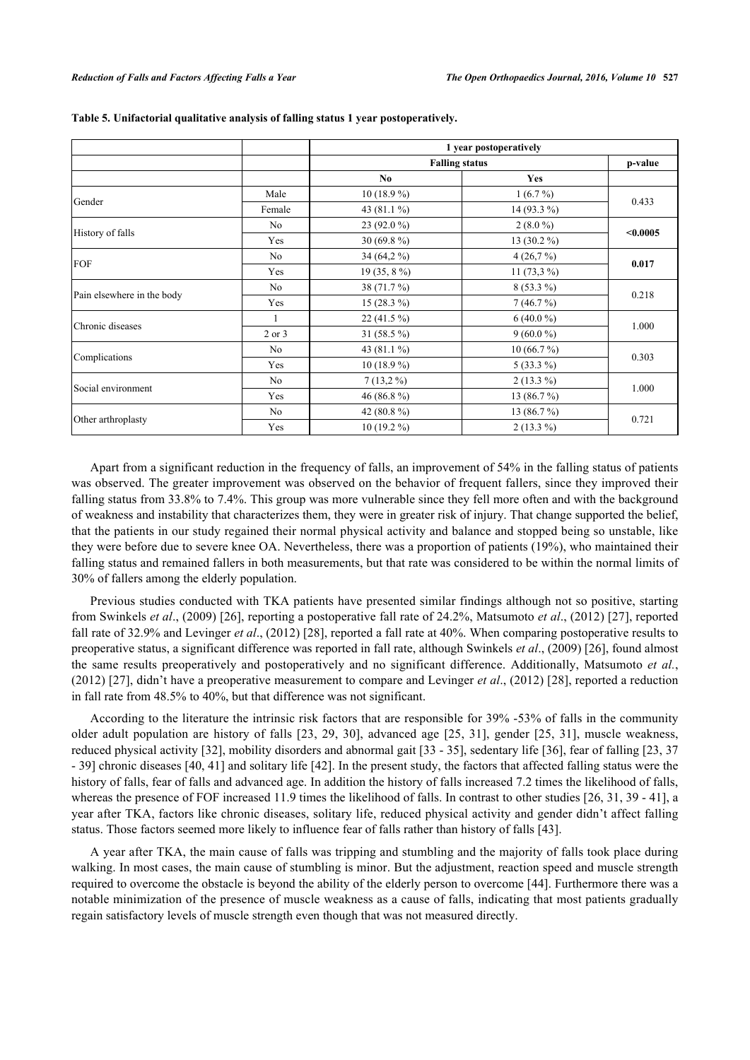**Table 5. Unifactorial qualitative analysis of falling status 1 year postoperatively.**

| | | 1 year postoperatively | | |
|---|---|---|---|---|
| | | Falling status | | p-value |
| | | No | Yes | |
| Gender | Male | 10 (18.9 %) | 1 (6.7 %) | 0.433 |
| | Female | 43 (81.1 %) | 14 (93.3 %) | |
| History of falls | No | 23 (92.0 %) | 2 (8.0 %) | **<0.0005** |
| | Yes | 30 (69.8 %) | 13 (30.2 %) | |
| FOF | No | 34 (64,2 %) | 4 (26,7 %) | **0.017** |
| | Yes | 19 (35, 8 %) | 11 (73,3 %) | |
| Pain elsewhere in the body | No | 38 (71.7 %) | 8 (53.3 %) | 0.218 |
| | Yes | 15 (28.3 %) | 7 (46.7 %) | |
| Chronic diseases | 1 | 22 (41.5 %) | 6 (40.0 %) | 1.000 |
| | 2 or 3 | 31 (58.5 %) | 9 (60.0 %) | |
| Complications | No | 43 (81.1 %) | 10 (66.7 %) | 0.303 |
| | Yes | 10 (18.9 %) | 5 (33.3 %) | |
| Social environment | No | 7 (13,2 %) | 2 (13.3 %) | 1.000 |
| | Yes | 46 (86.8 %) | 13 (86.7 %) | |
| Other arthroplasty | No | 42 (80.8 %) | 13 (86.7 %) | 0.721 |
| | Yes | 10 (19.2 %) | 2 (13.3 %) | |

Apart from a significant reduction in the frequency of falls, an improvement of 54% in the falling status of patients was observed. The greater improvement was observed on the behavior of frequent fallers, since they improved their falling status from 33.8% to 7.4%. This group was more vulnerable since they fell more often and with the background of weakness and instability that characterizes them, they were in greater risk of injury. That change supported the belief, that the patients in our study regained their normal physical activity and balance and stopped being so unstable, like they were before due to severe knee OA. Nevertheless, there was a proportion of patients (19%), who maintained their falling status and remained fallers in both measurements, but that rate was considered to be within the normal limits of 30% of fallers among the elderly population.

Previous studies conducted with TKA patients have presented similar findings although not so positive, starting from Swinkels *et al*., (2009) [26], reporting a postoperative fall rate of 24.2%, Matsumoto *et al*., (2012) [27], reported fall rate of 32.9% and Levinger *et al*., (2012) [28], reported a fall rate at 40%. When comparing postoperative results to preoperative status, a significant difference was reported in fall rate, although Swinkels *et al*., (2009) [26], found almost the same results preoperatively and postoperatively and no significant difference. Additionally, Matsumoto *et al.*, (2012) [27], didn't have a preoperative measurement to compare and Levinger *et al*., (2012) [28], reported a reduction in fall rate from 48.5% to 40%, but that difference was not significant.

According to the literature the intrinsic risk factors that are responsible for 39% -53% of falls in the community older adult population are history of falls [23, 29, 30], advanced age [25, 31], gender [25, 31], muscle weakness, reduced physical activity [32], mobility disorders and abnormal gait [33 - 35], sedentary life [36], fear of falling [23, 37 - 39] chronic diseases [40, 41] and solitary life [42]. In the present study, the factors that affected falling status were the history of falls, fear of falls and advanced age. In addition the history of falls increased 7.2 times the likelihood of falls, whereas the presence of FOF increased 11.9 times the likelihood of falls. In contrast to other studies [26, 31, 39 - 41], a year after TKA, factors like chronic diseases, solitary life, reduced physical activity and gender didn't affect falling status. Those factors seemed more likely to influence fear of falls rather than history of falls [43].

A year after TKA, the main cause of falls was tripping and stumbling and the majority of falls took place during walking. In most cases, the main cause of stumbling is minor. But the adjustment, reaction speed and muscle strength required to overcome the obstacle is beyond the ability of the elderly person to overcome [44]. Furthermore there was a notable minimization of the presence of muscle weakness as a cause of falls, indicating that most patients gradually regain satisfactory levels of muscle strength even though that was not measured directly.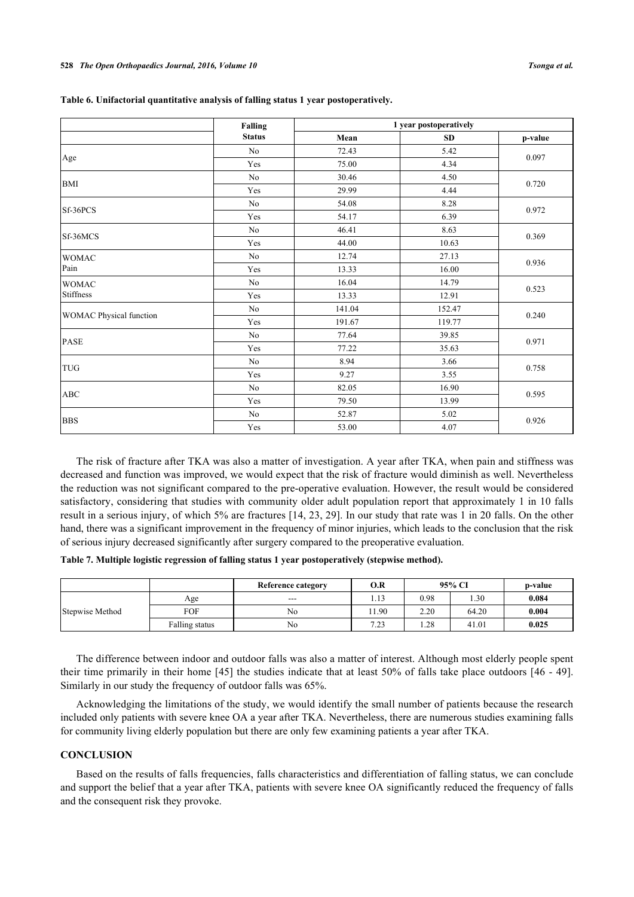**Table 6. Unifactorial quantitative analysis of falling status 1 year postoperatively.**

| | Falling Status | 1 year postoperatively | | |
|---|---|---|---|---|
| | | Mean | SD | p-value |
| Age | No | 72.43 | 5.42 | 0.097 |
| | Yes | 75.00 | 4.34 | |
| BMI | No | 30.46 | 4.50 | 0.720 |
| | Yes | 29.99 | 4.44 | |
| Sf-36PCS | No | 54.08 | 8.28 | 0.972 |
| | Yes | 54.17 | 6.39 | |
| Sf-36MCS | No | 46.41 | 8.63 | 0.369 |
| | Yes | 44.00 | 10.63 | |
| WOMAC Pain | No | 12.74 | 27.13 | 0.936 |
| | Yes | 13.33 | 16.00 | |
| WOMAC Stiffness | No | 16.04 | 14.79 | 0.523 |
| | Yes | 13.33 | 12.91 | |
| WOMAC Physical function | No | 141.04 | 152.47 | 0.240 |
| | Yes | 191.67 | 119.77 | |
| PASE | No | 77.64 | 39.85 | 0.971 |
| | Yes | 77.22 | 35.63 | |
| TUG | No | 8.94 | 3.66 | 0.758 |
| | Yes | 9.27 | 3.55 | |
| ABC | No | 82.05 | 16.90 | 0.595 |
| | Yes | 79.50 | 13.99 | |
| BBS | No | 52.87 | 5.02 | 0.926 |
| | Yes | 53.00 | 4.07 | |

The risk of fracture after TKA was also a matter of investigation. A year after TKA, when pain and stiffness was decreased and function was improved, we would expect that the risk of fracture would diminish as well. Nevertheless the reduction was not significant compared to the pre-operative evaluation. However, the result would be considered satisfactory, considering that studies with community older adult population report that approximately 1 in 10 falls result in a serious injury, of which 5% are fractures [14, 23, 29]. In our study that rate was 1 in 20 falls. On the other hand, there was a significant improvement in the frequency of minor injuries, which leads to the conclusion that the risk of serious injury decreased significantly after surgery compared to the preoperative evaluation.

**Table 7. Multiple logistic regression of falling status 1 year postoperatively (stepwise method).**

| | | Reference category | O.R | 95% CI | | p-value |
|---|---|---|---|---|---|---|
| Stepwise Method | Age | --- | 1.13 | 0.98 | 1.30 | **0.084** |
| | FOF | No | 11.90 | 2.20 | 64.20 | **0.004** |
| | Falling status | No | 7.23 | 1.28 | 41.01 | **0.025** |

The difference between indoor and outdoor falls was also a matter of interest. Although most elderly people spent their time primarily in their home [45] the studies indicate that at least 50% of falls take place outdoors [46 - 49]. Similarly in our study the frequency of outdoor falls was 65%.

Acknowledging the limitations of the study, we would identify the small number of patients because the research included only patients with severe knee OA a year after TKA. Nevertheless, there are numerous studies examining falls for community living elderly population but there are only few examining patients a year after TKA.

## CONCLUSION

Based on the results of falls frequencies, falls characteristics and differentiation of falling status, we can conclude and support the belief that a year after TKA, patients with severe knee OA significantly reduced the frequency of falls and the consequent risk they provoke.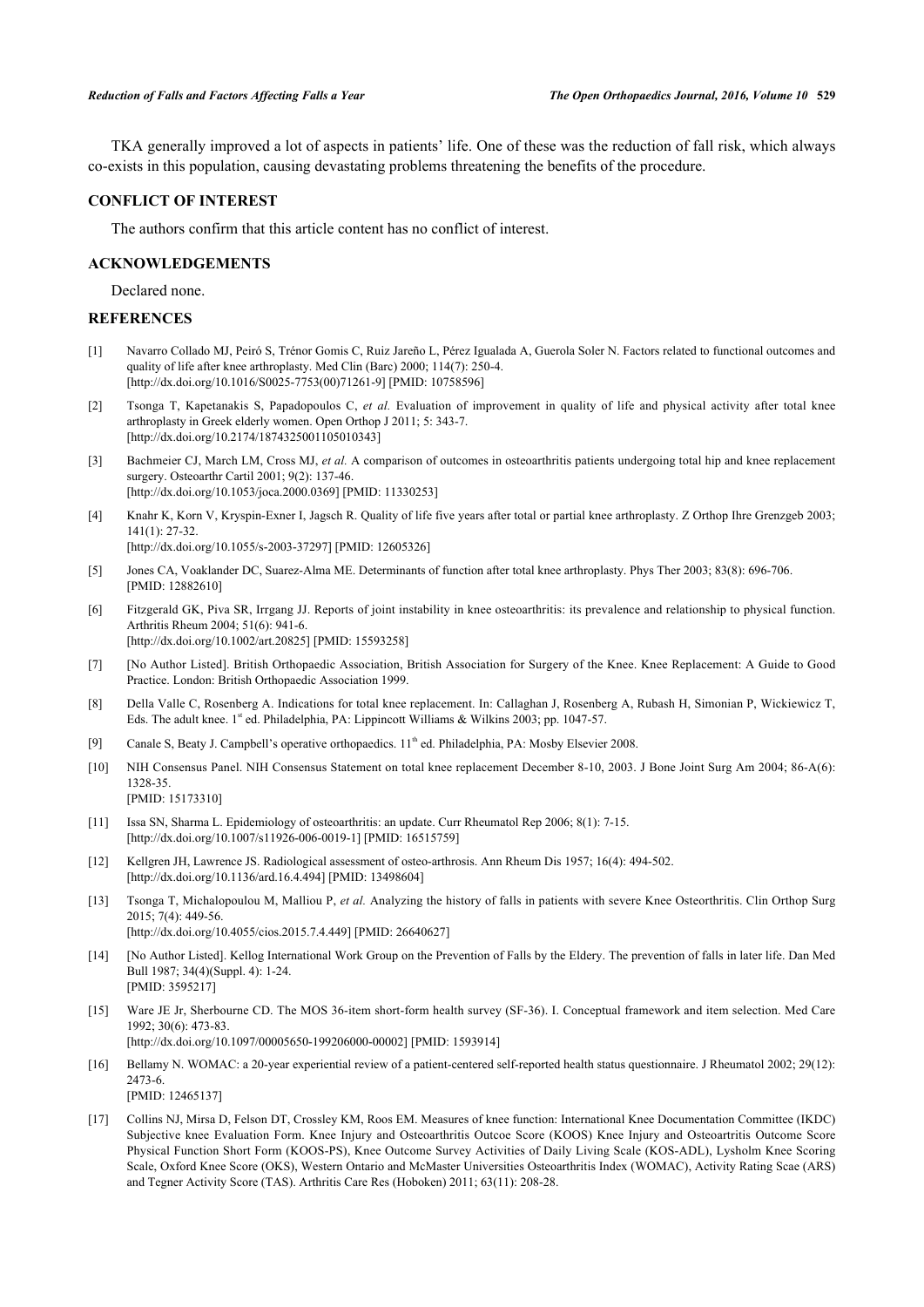TKA generally improved a lot of aspects in patients' life. One of these was the reduction of fall risk, which always co-exists in this population, causing devastating problems threatening the benefits of the procedure.

## CONFLICT OF INTEREST

The authors confirm that this article content has no conflict of interest.

## ACKNOWLEDGEMENTS

Declared none.

## REFERENCES

[1] Navarro Collado MJ, Peiró S, Trénor Gomis C, Ruiz Jareño L, Pérez Igualada A, Guerola Soler N. Factors related to functional outcomes and quality of life after knee arthroplasty. Med Clin (Barc) 2000; 114(7): 250-4. [http://dx.doi.org/10.1016/S0025-7753(00)71261-9] [PMID: 10758596]

[2] Tsonga T, Kapetanakis S, Papadopoulos C, *et al.* Evaluation of improvement in quality of life and physical activity after total knee arthroplasty in Greek elderly women. Open Orthop J 2011; 5: 343-7. [http://dx.doi.org/10.2174/1874325001105010343]

[3] Bachmeier CJ, March LM, Cross MJ, *et al.* A comparison of outcomes in osteoarthritis patients undergoing total hip and knee replacement surgery. Osteoarthr Cartil 2001; 9(2): 137-46. [http://dx.doi.org/10.1053/joca.2000.0369] [PMID: 11330253]

[4] Knahr K, Korn V, Kryspin-Exner I, Jagsch R. Quality of life five years after total or partial knee arthroplasty. Z Orthop Ihre Grenzgeb 2003; 141(1): 27-32. [http://dx.doi.org/10.1055/s-2003-37297] [PMID: 12605326]

[5] Jones CA, Voaklander DC, Suarez-Alma ME. Determinants of function after total knee arthroplasty. Phys Ther 2003; 83(8): 696-706. [PMID: 12882610]

[6] Fitzgerald GK, Piva SR, Irrgang JJ. Reports of joint instability in knee osteoarthritis: its prevalence and relationship to physical function. Arthritis Rheum 2004; 51(6): 941-6. [http://dx.doi.org/10.1002/art.20825] [PMID: 15593258]

[7] [No Author Listed]. British Orthopaedic Association, British Association for Surgery of the Knee. Knee Replacement: A Guide to Good Practice. London: British Orthopaedic Association 1999.

[8] Della Valle C, Rosenberg A. Indications for total knee replacement. In: Callaghan J, Rosenberg A, Rubash H, Simonian P, Wickiewicz T, Eds. The adult knee. 1st ed. Philadelphia, PA: Lippincott Williams & Wilkins 2003; pp. 1047-57.

[9] Canale S, Beaty J. Campbell's operative orthopaedics. 11th ed. Philadelphia, PA: Mosby Elsevier 2008.

[10] NIH Consensus Panel. NIH Consensus Statement on total knee replacement December 8-10, 2003. J Bone Joint Surg Am 2004; 86-A(6): 1328-35. [PMID: 15173310]

[11] Issa SN, Sharma L. Epidemiology of osteoarthritis: an update. Curr Rheumatol Rep 2006; 8(1): 7-15. [http://dx.doi.org/10.1007/s11926-006-0019-1] [PMID: 16515759]

[12] Kellgren JH, Lawrence JS. Radiological assessment of osteo-arthrosis. Ann Rheum Dis 1957; 16(4): 494-502. [http://dx.doi.org/10.1136/ard.16.4.494] [PMID: 13498604]

[13] Tsonga T, Michalopoulou M, Malliou P, *et al.* Analyzing the history of falls in patients with severe Knee Osteorthritis. Clin Orthop Surg 2015; 7(4): 449-56. [http://dx.doi.org/10.4055/cios.2015.7.4.449] [PMID: 26640627]

[14] [No Author Listed]. Kellog International Work Group on the Prevention of Falls by the Eldery. The prevention of falls in later life. Dan Med Bull 1987; 34(4)(Suppl. 4): 1-24. [PMID: 3595217]

[15] Ware JE Jr, Sherbourne CD. The MOS 36-item short-form health survey (SF-36). I. Conceptual framework and item selection. Med Care 1992; 30(6): 473-83. [http://dx.doi.org/10.1097/00005650-199206000-00002] [PMID: 1593914]

[16] Bellamy N. WOMAC: a 20-year experiential review of a patient-centered self-reported health status questionnaire. J Rheumatol 2002; 29(12): 2473-6. [PMID: 12465137]

[17] Collins NJ, Mirsa D, Felson DT, Crossley KM, Roos EM. Measures of knee function: International Knee Documentation Committee (IKDC) Subjective knee Evaluation Form. Knee Injury and Osteoarthritis Outcoe Score (KOOS) Knee Injury and Osteoartritis Outcome Score Physical Function Short Form (KOOS-PS), Knee Outcome Survey Activities of Daily Living Scale (KOS-ADL), Lysholm Knee Scoring Scale, Oxford Knee Score (OKS), Western Ontario and McMaster Universities Osteoarthritis Index (WOMAC), Activity Rating Scae (ARS) and Tegner Activity Score (TAS). Arthritis Care Res (Hoboken) 2011; 63(11): 208-28.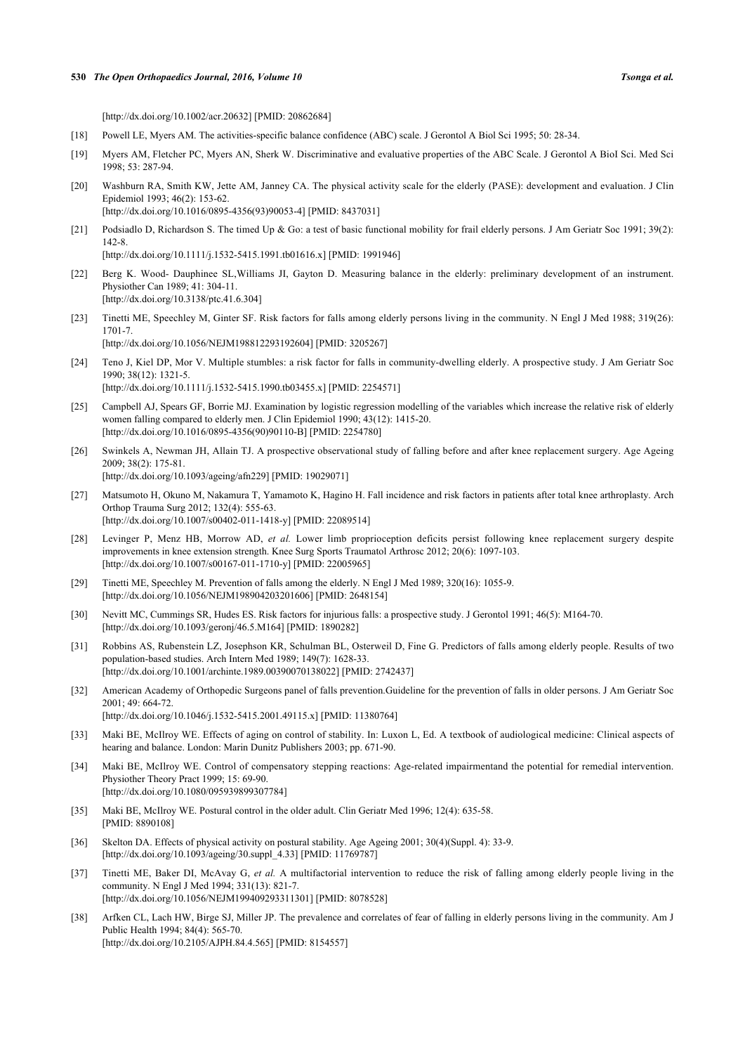[http://dx.doi.org/10.1002/acr.20632] [PMID: 20862684]

[18] Powell LE, Myers AM. The activities-specific balance confidence (ABC) scale. J Gerontol A Biol Sci 1995; 50: 28-34.

[19] Myers AM, Fletcher PC, Myers AN, Sherk W. Discriminative and evaluative properties of the ABC Scale. J Gerontol A BioI Sci. Med Sci 1998; 53: 287-94.

[20] Washburn RA, Smith KW, Jette AM, Janney CA. The physical activity scale for the elderly (PASE): development and evaluation. J Clin Epidemiol 1993; 46(2): 153-62.
[http://dx.doi.org/10.1016/0895-4356(93)90053-4] [PMID: 8437031]

[21] Podsiadlo D, Richardson S. The timed Up & Go: a test of basic functional mobility for frail elderly persons. J Am Geriatr Soc 1991; 39(2): 142-8.
[http://dx.doi.org/10.1111/j.1532-5415.1991.tb01616.x] [PMID: 1991946]

[22] Berg K. Wood- Dauphinee SL,Williams JI, Gayton D. Measuring balance in the elderly: preliminary development of an instrument. Physiother Can 1989; 41: 304-11.
[http://dx.doi.org/10.3138/ptc.41.6.304]

[23] Tinetti ME, Speechley M, Ginter SF. Risk factors for falls among elderly persons living in the community. N Engl J Med 1988; 319(26): 1701-7.
[http://dx.doi.org/10.1056/NEJM198812293192604] [PMID: 3205267]

[24] Teno J, Kiel DP, Mor V. Multiple stumbles: a risk factor for falls in community-dwelling elderly. A prospective study. J Am Geriatr Soc 1990; 38(12): 1321-5.
[http://dx.doi.org/10.1111/j.1532-5415.1990.tb03455.x] [PMID: 2254571]

[25] Campbell AJ, Spears GF, Borrie MJ. Examination by logistic regression modelling of the variables which increase the relative risk of elderly women falling compared to elderly men. J Clin Epidemiol 1990; 43(12): 1415-20.
[http://dx.doi.org/10.1016/0895-4356(90)90110-B] [PMID: 2254780]

[26] Swinkels A, Newman JH, Allain TJ. A prospective observational study of falling before and after knee replacement surgery. Age Ageing 2009; 38(2): 175-81.
[http://dx.doi.org/10.1093/ageing/afn229] [PMID: 19029071]

[27] Matsumoto H, Okuno M, Nakamura T, Yamamoto K, Hagino H. Fall incidence and risk factors in patients after total knee arthroplasty. Arch Orthop Trauma Surg 2012; 132(4): 555-63.
[http://dx.doi.org/10.1007/s00402-011-1418-y] [PMID: 22089514]

[28] Levinger P, Menz HB, Morrow AD, *et al.* Lower limb proprioception deficits persist following knee replacement surgery despite improvements in knee extension strength. Knee Surg Sports Traumatol Arthrosc 2012; 20(6): 1097-103.
[http://dx.doi.org/10.1007/s00167-011-1710-y] [PMID: 22005965]

[29] Tinetti ME, Speechley M. Prevention of falls among the elderly. N Engl J Med 1989; 320(16): 1055-9.
[http://dx.doi.org/10.1056/NEJM198904203201606] [PMID: 2648154]

[30] Nevitt MC, Cummings SR, Hudes ES. Risk factors for injurious falls: a prospective study. J Gerontol 1991; 46(5): M164-70.
[http://dx.doi.org/10.1093/geronj/46.5.M164] [PMID: 1890282]

[31] Robbins AS, Rubenstein LZ, Josephson KR, Schulman BL, Osterweil D, Fine G. Predictors of falls among elderly people. Results of two population-based studies. Arch Intern Med 1989; 149(7): 1628-33.
[http://dx.doi.org/10.1001/archinte.1989.00390070138022] [PMID: 2742437]

[32] American Academy of Orthopedic Surgeons panel of falls prevention.Guideline for the prevention of falls in older persons. J Am Geriatr Soc 2001; 49: 664-72.
[http://dx.doi.org/10.1046/j.1532-5415.2001.49115.x] [PMID: 11380764]

[33] Maki BE, McIlroy WE. Effects of aging on control of stability. In: Luxon L, Ed. A textbook of audiological medicine: Clinical aspects of hearing and balance. London: Marin Dunitz Publishers 2003; pp. 671-90.

[34] Maki BE, McIlroy WE. Control of compensatory stepping reactions: Age-related impairmentand the potential for remedial intervention. Physiother Theory Pract 1999; 15: 69-90.
[http://dx.doi.org/10.1080/095939899307784]

[35] Maki BE, McIlroy WE. Postural control in the older adult. Clin Geriatr Med 1996; 12(4): 635-58.
[PMID: 8890108]

[36] Skelton DA. Effects of physical activity on postural stability. Age Ageing 2001; 30(4)(Suppl. 4): 33-9.
[http://dx.doi.org/10.1093/ageing/30.suppl_4.33] [PMID: 11769787]

[37] Tinetti ME, Baker DI, McAvay G, *et al.* A multifactorial intervention to reduce the risk of falling among elderly people living in the community. N Engl J Med 1994; 331(13): 821-7.
[http://dx.doi.org/10.1056/NEJM199409293311301] [PMID: 8078528]

[38] Arfken CL, Lach HW, Birge SJ, Miller JP. The prevalence and correlates of fear of falling in elderly persons living in the community. Am J Public Health 1994; 84(4): 565-70.
[http://dx.doi.org/10.2105/AJPH.84.4.565] [PMID: 8154557]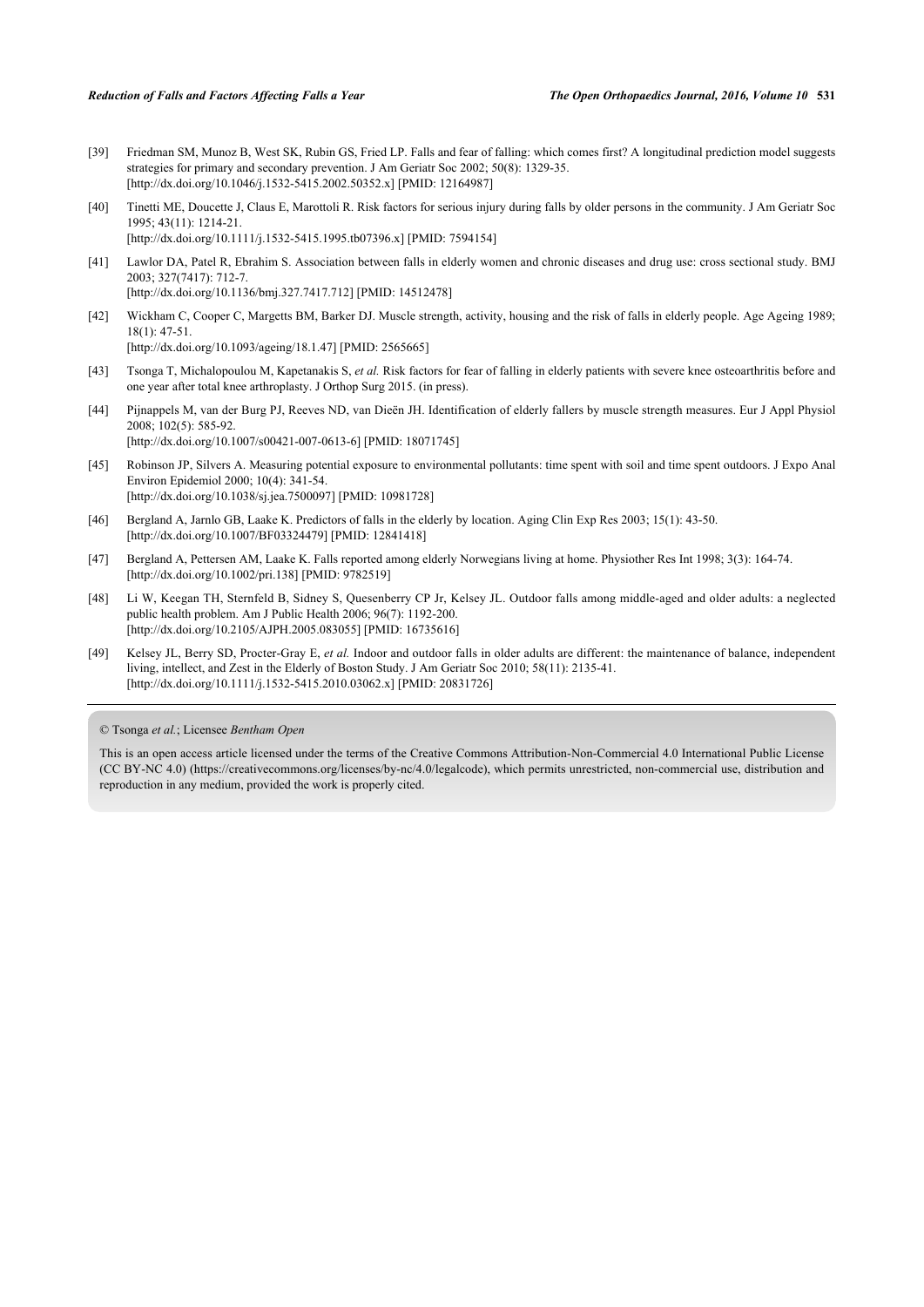[39] Friedman SM, Munoz B, West SK, Rubin GS, Fried LP. Falls and fear of falling: which comes first? A longitudinal prediction model suggests strategies for primary and secondary prevention. J Am Geriatr Soc 2002; 50(8): 1329-35. [http://dx.doi.org/10.1046/j.1532-5415.2002.50352.x] [PMID: 12164987]

[40] Tinetti ME, Doucette J, Claus E, Marottoli R. Risk factors for serious injury during falls by older persons in the community. J Am Geriatr Soc 1995; 43(11): 1214-21. [http://dx.doi.org/10.1111/j.1532-5415.1995.tb07396.x] [PMID: 7594154]

[41] Lawlor DA, Patel R, Ebrahim S. Association between falls in elderly women and chronic diseases and drug use: cross sectional study. BMJ 2003; 327(7417): 712-7. [http://dx.doi.org/10.1136/bmj.327.7417.712] [PMID: 14512478]

[42] Wickham C, Cooper C, Margetts BM, Barker DJ. Muscle strength, activity, housing and the risk of falls in elderly people. Age Ageing 1989; 18(1): 47-51. [http://dx.doi.org/10.1093/ageing/18.1.47] [PMID: 2565665]

[43] Tsonga T, Michalopoulou M, Kapetanakis S, *et al.* Risk factors for fear of falling in elderly patients with severe knee osteoarthritis before and one year after total knee arthroplasty. J Orthop Surg 2015. (in press).

[44] Pijnappels M, van der Burg PJ, Reeves ND, van Dieën JH. Identification of elderly fallers by muscle strength measures. Eur J Appl Physiol 2008; 102(5): 585-92. [http://dx.doi.org/10.1007/s00421-007-0613-6] [PMID: 18071745]

[45] Robinson JP, Silvers A. Measuring potential exposure to environmental pollutants: time spent with soil and time spent outdoors. J Expo Anal Environ Epidemiol 2000; 10(4): 341-54. [http://dx.doi.org/10.1038/sj.jea.7500097] [PMID: 10981728]

[46] Bergland A, Jarnlo GB, Laake K. Predictors of falls in the elderly by location. Aging Clin Exp Res 2003; 15(1): 43-50. [http://dx.doi.org/10.1007/BF03324479] [PMID: 12841418]

[47] Bergland A, Pettersen AM, Laake K. Falls reported among elderly Norwegians living at home. Physiother Res Int 1998; 3(3): 164-74. [http://dx.doi.org/10.1002/pri.138] [PMID: 9782519]

[48] Li W, Keegan TH, Sternfeld B, Sidney S, Quesenberry CP Jr, Kelsey JL. Outdoor falls among middle-aged and older adults: a neglected public health problem. Am J Public Health 2006; 96(7): 1192-200. [http://dx.doi.org/10.2105/AJPH.2005.083055] [PMID: 16735616]

[49] Kelsey JL, Berry SD, Procter-Gray E, *et al.* Indoor and outdoor falls in older adults are different: the maintenance of balance, independent living, intellect, and Zest in the Elderly of Boston Study. J Am Geriatr Soc 2010; 58(11): 2135-41. [http://dx.doi.org/10.1111/j.1532-5415.2010.03062.x] [PMID: 20831726]

---

© Tsonga *et al.*; Licensee *Bentham Open*

This is an open access article licensed under the terms of the Creative Commons Attribution-Non-Commercial 4.0 International Public License (CC BY-NC 4.0) (https://creativecommons.org/licenses/by-nc/4.0/legalcode), which permits unrestricted, non-commercial use, distribution and reproduction in any medium, provided the work is properly cited.